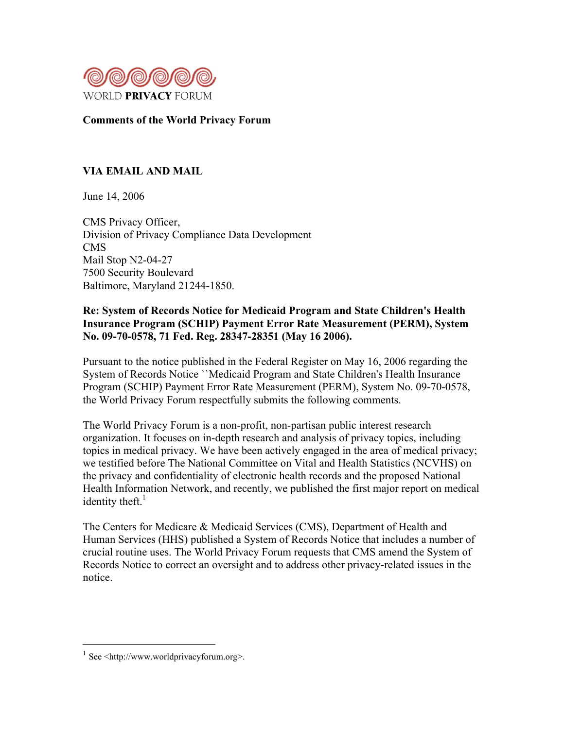WORLD **PRIVACY** FORUM

**Comments of the World Privacy Forum**

**VIA EMAIL AND MAIL**

June 14, 2006

CMS Privacy Officer,
Division of Privacy Compliance Data Development
CMS
Mail Stop N2-04-27
7500 Security Boulevard
Baltimore, Maryland 21244-1850.

**Re: System of Records Notice for Medicaid Program and State Children's Health Insurance Program (SCHIP) Payment Error Rate Measurement (PERM), System No. 09-70-0578, 71 Fed. Reg. 28347-28351 (May 16 2006).**

Pursuant to the notice published in the Federal Register on May 16, 2006 regarding the System of Records Notice ``Medicaid Program and State Children's Health Insurance Program (SCHIP) Payment Error Rate Measurement (PERM), System No. 09-70-0578, the World Privacy Forum respectfully submits the following comments.

The World Privacy Forum is a non-profit, non-partisan public interest research organization. It focuses on in-depth research and analysis of privacy topics, including topics in medical privacy. We have been actively engaged in the area of medical privacy; we testified before The National Committee on Vital and Health Statistics (NCVHS) on the privacy and confidentiality of electronic health records and the proposed National Health Information Network, and recently, we published the first major report on medical identity theft.[1]

The Centers for Medicare & Medicaid Services (CMS), Department of Health and Human Services (HHS) published a System of Records Notice that includes a number of crucial routine uses. The World Privacy Forum requests that CMS amend the System of Records Notice to correct an oversight and to address other privacy-related issues in the notice.

[1] See <http://www.worldprivacyforum.org>.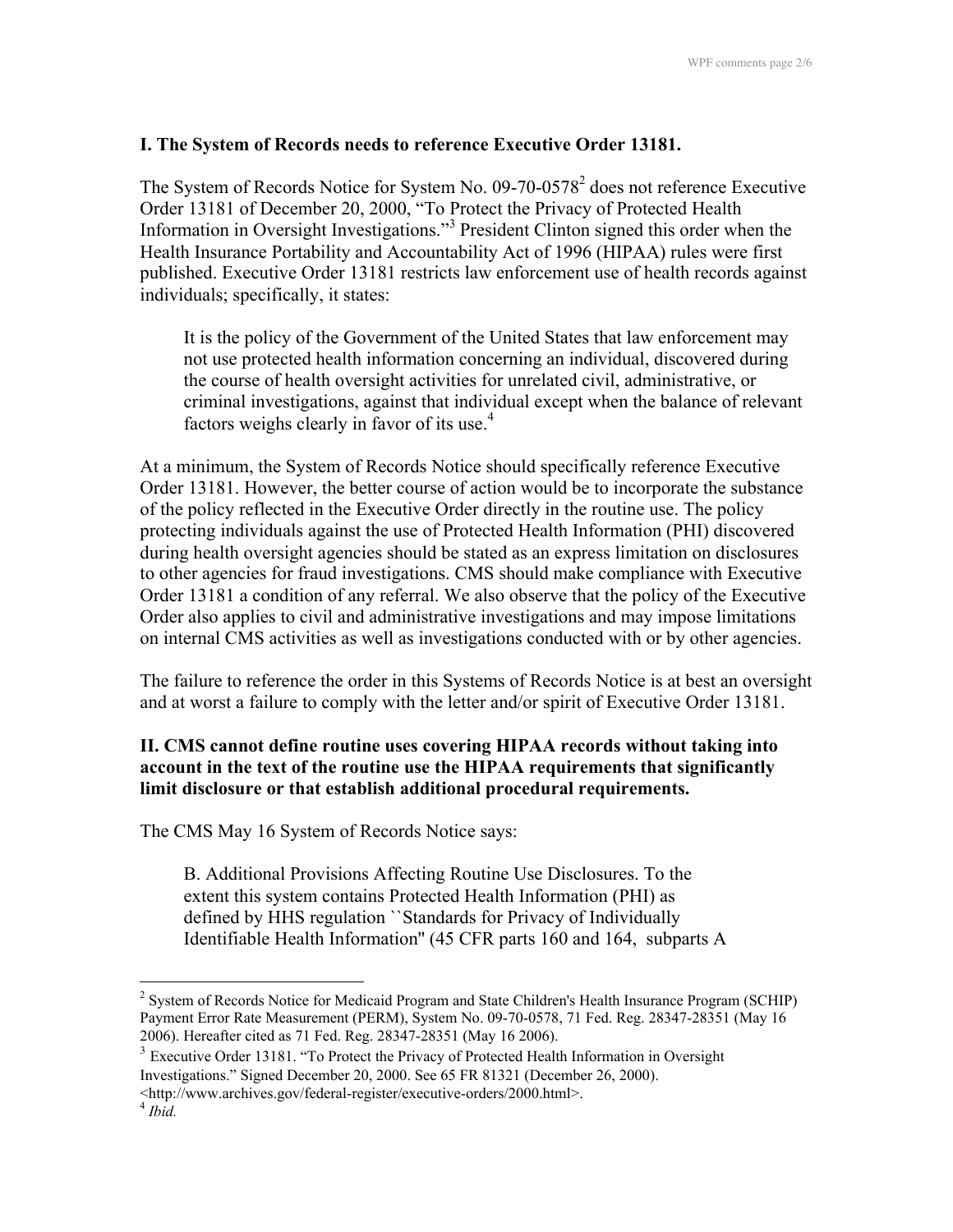### I. The System of Records needs to reference Executive Order 13181.

The System of Records Notice for System No. 09-70-0578[2] does not reference Executive Order 13181 of December 20, 2000, "To Protect the Privacy of Protected Health Information in Oversight Investigations."[3] President Clinton signed this order when the Health Insurance Portability and Accountability Act of 1996 (HIPAA) rules were first published. Executive Order 13181 restricts law enforcement use of health records against individuals; specifically, it states:

> It is the policy of the Government of the United States that law enforcement may not use protected health information concerning an individual, discovered during the course of health oversight activities for unrelated civil, administrative, or criminal investigations, against that individual except when the balance of relevant factors weighs clearly in favor of its use.[4]

At a minimum, the System of Records Notice should specifically reference Executive Order 13181. However, the better course of action would be to incorporate the substance of the policy reflected in the Executive Order directly in the routine use. The policy protecting individuals against the use of Protected Health Information (PHI) discovered during health oversight agencies should be stated as an express limitation on disclosures to other agencies for fraud investigations. CMS should make compliance with Executive Order 13181 a condition of any referral. We also observe that the policy of the Executive Order also applies to civil and administrative investigations and may impose limitations on internal CMS activities as well as investigations conducted with or by other agencies.

The failure to reference the order in this Systems of Records Notice is at best an oversight and at worst a failure to comply with the letter and/or spirit of Executive Order 13181.

### II. CMS cannot define routine uses covering HIPAA records without taking into account in the text of the routine use the HIPAA requirements that significantly limit disclosure or that establish additional procedural requirements.

The CMS May 16 System of Records Notice says:

> B. Additional Provisions Affecting Routine Use Disclosures. To the extent this system contains Protected Health Information (PHI) as defined by HHS regulation ``Standards for Privacy of Individually Identifiable Health Information'' (45 CFR parts 160 and 164, subparts A

---

[2] System of Records Notice for Medicaid Program and State Children's Health Insurance Program (SCHIP) Payment Error Rate Measurement (PERM), System No. 09-70-0578, 71 Fed. Reg. 28347-28351 (May 16 2006). Hereafter cited as 71 Fed. Reg. 28347-28351 (May 16 2006).

[3] Executive Order 13181. "To Protect the Privacy of Protected Health Information in Oversight Investigations." Signed December 20, 2000. See 65 FR 81321 (December 26, 2000). <http://www.archives.gov/federal-register/executive-orders/2000.html>.

[4] *Ibid.*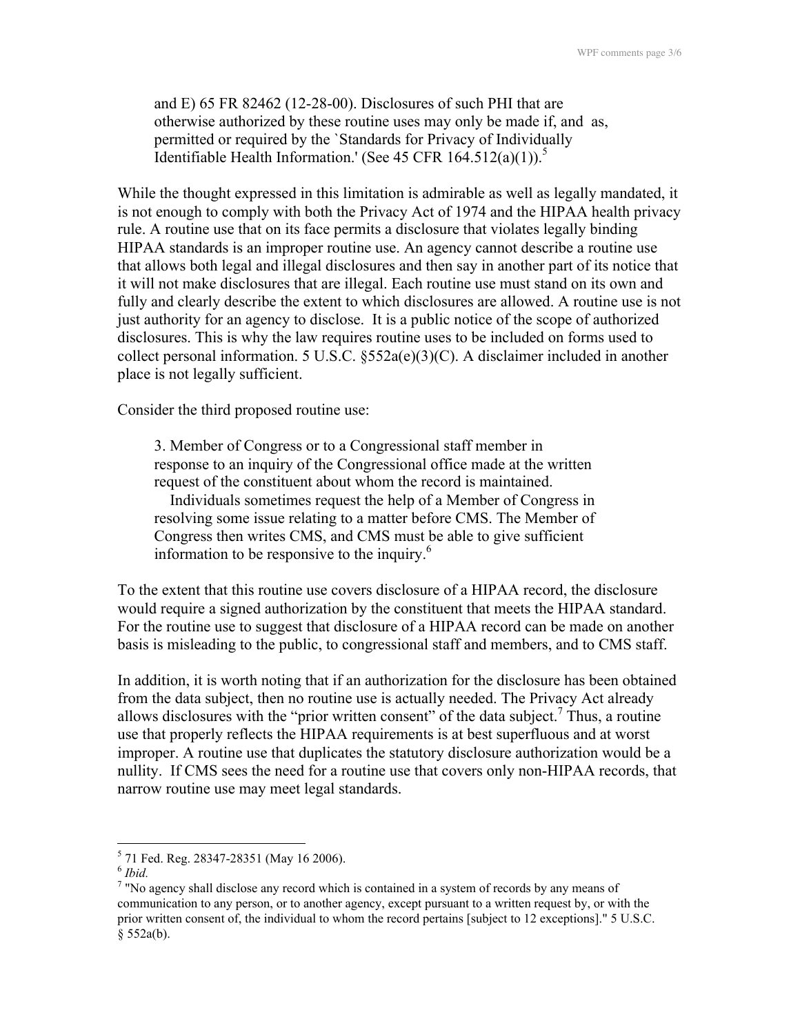> and E) 65 FR 82462 (12-28-00). Disclosures of such PHI that are otherwise authorized by these routine uses may only be made if, and as, permitted or required by the `Standards for Privacy of Individually Identifiable Health Information.' (See 45 CFR 164.512(a)(1)).[5]

While the thought expressed in this limitation is admirable as well as legally mandated, it is not enough to comply with both the Privacy Act of 1974 and the HIPAA health privacy rule. A routine use that on its face permits a disclosure that violates legally binding HIPAA standards is an improper routine use. An agency cannot describe a routine use that allows both legal and illegal disclosures and then say in another part of its notice that it will not make disclosures that are illegal. Each routine use must stand on its own and fully and clearly describe the extent to which disclosures are allowed. A routine use is not just authority for an agency to disclose. It is a public notice of the scope of authorized disclosures. This is why the law requires routine uses to be included on forms used to collect personal information. 5 U.S.C. §552a(e)(3)(C). A disclaimer included in another place is not legally sufficient.

Consider the third proposed routine use:

> 3. Member of Congress or to a Congressional staff member in response to an inquiry of the Congressional office made at the written request of the constituent about whom the record is maintained.
>
> Individuals sometimes request the help of a Member of Congress in resolving some issue relating to a matter before CMS. The Member of Congress then writes CMS, and CMS must be able to give sufficient information to be responsive to the inquiry.[6]

To the extent that this routine use covers disclosure of a HIPAA record, the disclosure would require a signed authorization by the constituent that meets the HIPAA standard. For the routine use to suggest that disclosure of a HIPAA record can be made on another basis is misleading to the public, to congressional staff and members, and to CMS staff.

In addition, it is worth noting that if an authorization for the disclosure has been obtained from the data subject, then no routine use is actually needed. The Privacy Act already allows disclosures with the "prior written consent" of the data subject.[7] Thus, a routine use that properly reflects the HIPAA requirements is at best superfluous and at worst improper. A routine use that duplicates the statutory disclosure authorization would be a nullity. If CMS sees the need for a routine use that covers only non-HIPAA records, that narrow routine use may meet legal standards.

---

[5] 71 Fed. Reg. 28347-28351 (May 16 2006).

[6] *Ibid.*

[7] "No agency shall disclose any record which is contained in a system of records by any means of communication to any person, or to another agency, except pursuant to a written request by, or with the prior written consent of, the individual to whom the record pertains [subject to 12 exceptions]." 5 U.S.C. § 552a(b).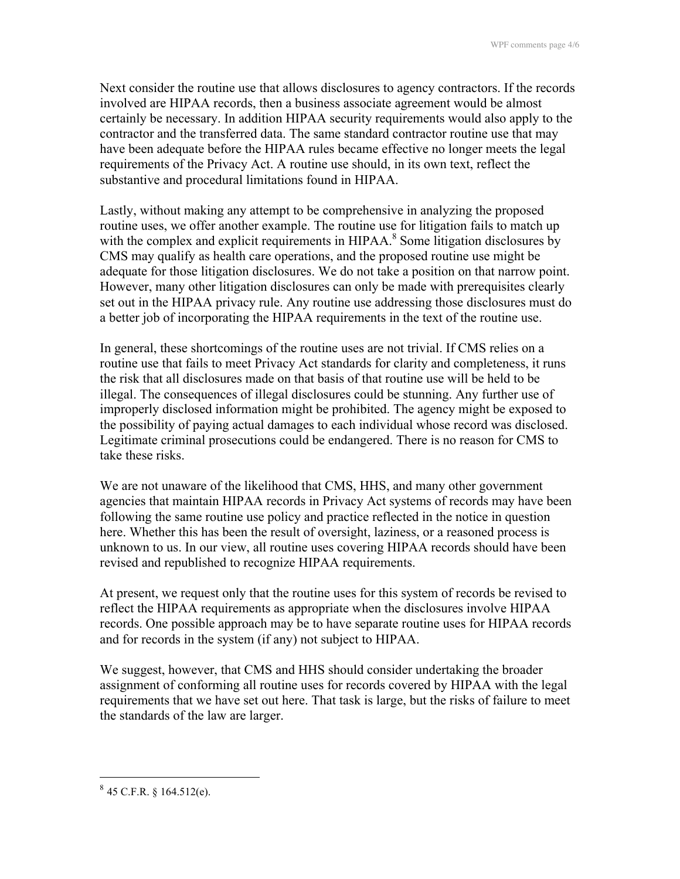Next consider the routine use that allows disclosures to agency contractors. If the records involved are HIPAA records, then a business associate agreement would be almost certainly be necessary. In addition HIPAA security requirements would also apply to the contractor and the transferred data. The same standard contractor routine use that may have been adequate before the HIPAA rules became effective no longer meets the legal requirements of the Privacy Act. A routine use should, in its own text, reflect the substantive and procedural limitations found in HIPAA.

Lastly, without making any attempt to be comprehensive in analyzing the proposed routine uses, we offer another example. The routine use for litigation fails to match up with the complex and explicit requirements in HIPAA.[8] Some litigation disclosures by CMS may qualify as health care operations, and the proposed routine use might be adequate for those litigation disclosures. We do not take a position on that narrow point. However, many other litigation disclosures can only be made with prerequisites clearly set out in the HIPAA privacy rule. Any routine use addressing those disclosures must do a better job of incorporating the HIPAA requirements in the text of the routine use.

In general, these shortcomings of the routine uses are not trivial. If CMS relies on a routine use that fails to meet Privacy Act standards for clarity and completeness, it runs the risk that all disclosures made on that basis of that routine use will be held to be illegal. The consequences of illegal disclosures could be stunning. Any further use of improperly disclosed information might be prohibited. The agency might be exposed to the possibility of paying actual damages to each individual whose record was disclosed. Legitimate criminal prosecutions could be endangered. There is no reason for CMS to take these risks.

We are not unaware of the likelihood that CMS, HHS, and many other government agencies that maintain HIPAA records in Privacy Act systems of records may have been following the same routine use policy and practice reflected in the notice in question here. Whether this has been the result of oversight, laziness, or a reasoned process is unknown to us. In our view, all routine uses covering HIPAA records should have been revised and republished to recognize HIPAA requirements.

At present, we request only that the routine uses for this system of records be revised to reflect the HIPAA requirements as appropriate when the disclosures involve HIPAA records. One possible approach may be to have separate routine uses for HIPAA records and for records in the system (if any) not subject to HIPAA.

We suggest, however, that CMS and HHS should consider undertaking the broader assignment of conforming all routine uses for records covered by HIPAA with the legal requirements that we have set out here. That task is large, but the risks of failure to meet the standards of the law are larger.

---

[8] 45 C.F.R. § 164.512(e).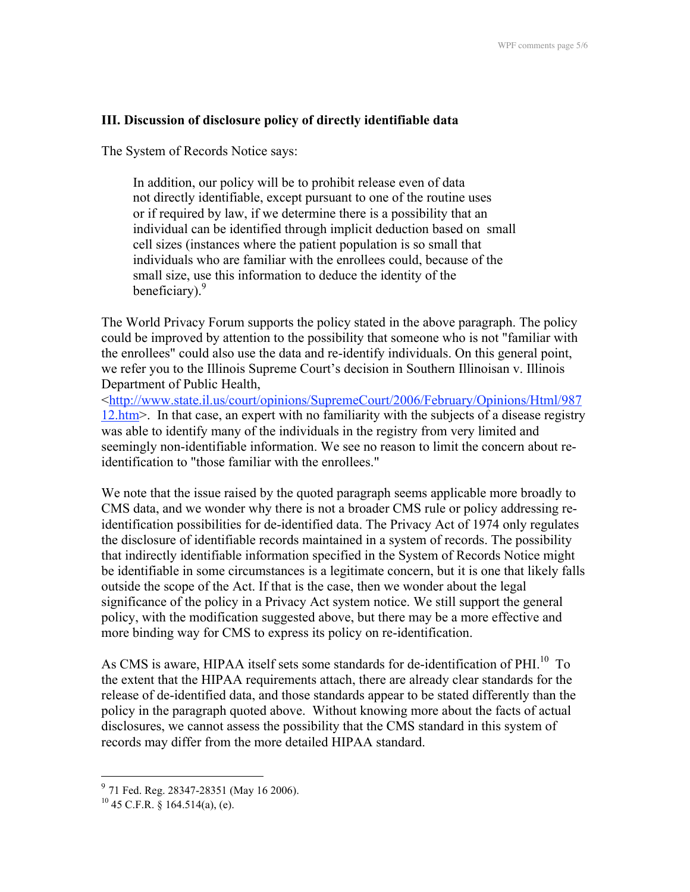### III. Discussion of disclosure policy of directly identifiable data

The System of Records Notice says:

> In addition, our policy will be to prohibit release even of data not directly identifiable, except pursuant to one of the routine uses or if required by law, if we determine there is a possibility that an individual can be identified through implicit deduction based on small cell sizes (instances where the patient population is so small that individuals who are familiar with the enrollees could, because of the small size, use this information to deduce the identity of the beneficiary).[9]

The World Privacy Forum supports the policy stated in the above paragraph. The policy could be improved by attention to the possibility that someone who is not "familiar with the enrollees" could also use the data and re-identify individuals. On this general point, we refer you to the Illinois Supreme Court's decision in Southern Illinoisan v. Illinois Department of Public Health, <http://www.state.il.us/court/opinions/SupremeCourt/2006/February/Opinions/Html/98712.htm>. In that case, an expert with no familiarity with the subjects of a disease registry was able to identify many of the individuals in the registry from very limited and seemingly non-identifiable information. We see no reason to limit the concern about re-identification to "those familiar with the enrollees."

We note that the issue raised by the quoted paragraph seems applicable more broadly to CMS data, and we wonder why there is not a broader CMS rule or policy addressing re-identification possibilities for de-identified data. The Privacy Act of 1974 only regulates the disclosure of identifiable records maintained in a system of records. The possibility that indirectly identifiable information specified in the System of Records Notice might be identifiable in some circumstances is a legitimate concern, but it is one that likely falls outside the scope of the Act. If that is the case, then we wonder about the legal significance of the policy in a Privacy Act system notice. We still support the general policy, with the modification suggested above, but there may be a more effective and more binding way for CMS to express its policy on re-identification.

As CMS is aware, HIPAA itself sets some standards for de-identification of PHI.[10] To the extent that the HIPAA requirements attach, there are already clear standards for the release of de-identified data, and those standards appear to be stated differently than the policy in the paragraph quoted above. Without knowing more about the facts of actual disclosures, we cannot assess the possibility that the CMS standard in this system of records may differ from the more detailed HIPAA standard.

---

[9] 71 Fed. Reg. 28347-28351 (May 16 2006).

[10] 45 C.F.R. § 164.514(a), (e).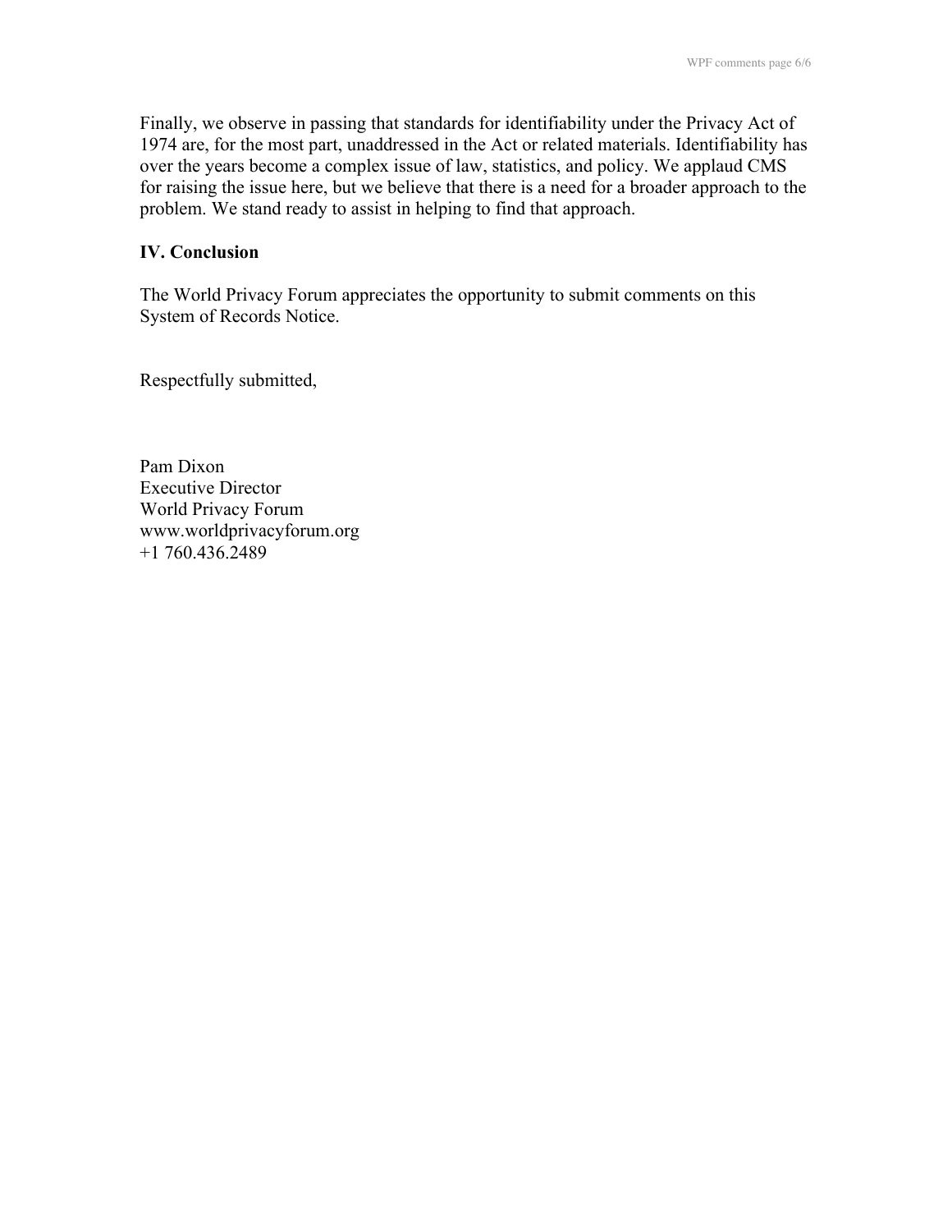Finally, we observe in passing that standards for identifiability under the Privacy Act of 1974 are, for the most part, unaddressed in the Act or related materials. Identifiability has over the years become a complex issue of law, statistics, and policy. We applaud CMS for raising the issue here, but we believe that there is a need for a broader approach to the problem. We stand ready to assist in helping to find that approach.

**IV. Conclusion**

The World Privacy Forum appreciates the opportunity to submit comments on this System of Records Notice.

Respectfully submitted,

Pam Dixon
Executive Director
World Privacy Forum
www.worldprivacyforum.org
+1 760.436.2489